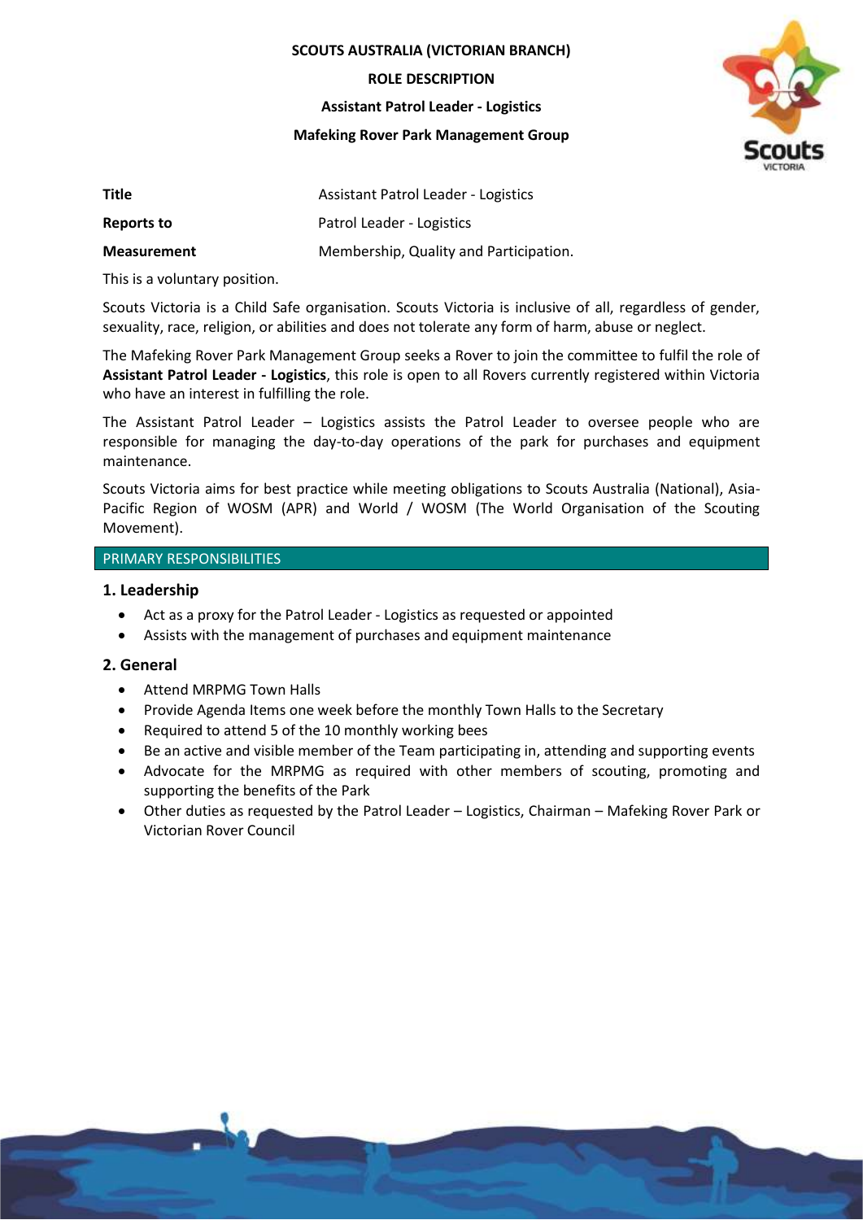**SCOUTS AUSTRALIA (VICTORIAN BRANCH)**

**ROLE DESCRIPTION**

**Assistant Patrol Leader - Logistics**

**Mafeking Rover Park Management Group**

| | |
|---|---|
| **Title** | Assistant Patrol Leader - Logistics |
| **Reports to** | Patrol Leader - Logistics |
| **Measurement** | Membership, Quality and Participation. |

This is a voluntary position.

Scouts Victoria is a Child Safe organisation. Scouts Victoria is inclusive of all, regardless of gender, sexuality, race, religion, or abilities and does not tolerate any form of harm, abuse or neglect.

The Mafeking Rover Park Management Group seeks a Rover to join the committee to fulfil the role of **Assistant Patrol Leader - Logistics**, this role is open to all Rovers currently registered within Victoria who have an interest in fulfilling the role.

The Assistant Patrol Leader – Logistics assists the Patrol Leader to oversee people who are responsible for managing the day-to-day operations of the park for purchases and equipment maintenance.

Scouts Victoria aims for best practice while meeting obligations to Scouts Australia (National), Asia-Pacific Region of WOSM (APR) and World / WOSM (The World Organisation of the Scouting Movement).

## PRIMARY RESPONSIBILITIES

### 1. Leadership

- Act as a proxy for the Patrol Leader - Logistics as requested or appointed
- Assists with the management of purchases and equipment maintenance

### 2. General

- Attend MRPMG Town Halls
- Provide Agenda Items one week before the monthly Town Halls to the Secretary
- Required to attend 5 of the 10 monthly working bees
- Be an active and visible member of the Team participating in, attending and supporting events
- Advocate for the MRPMG as required with other members of scouting, promoting and supporting the benefits of the Park
- Other duties as requested by the Patrol Leader – Logistics, Chairman – Mafeking Rover Park or Victorian Rover Council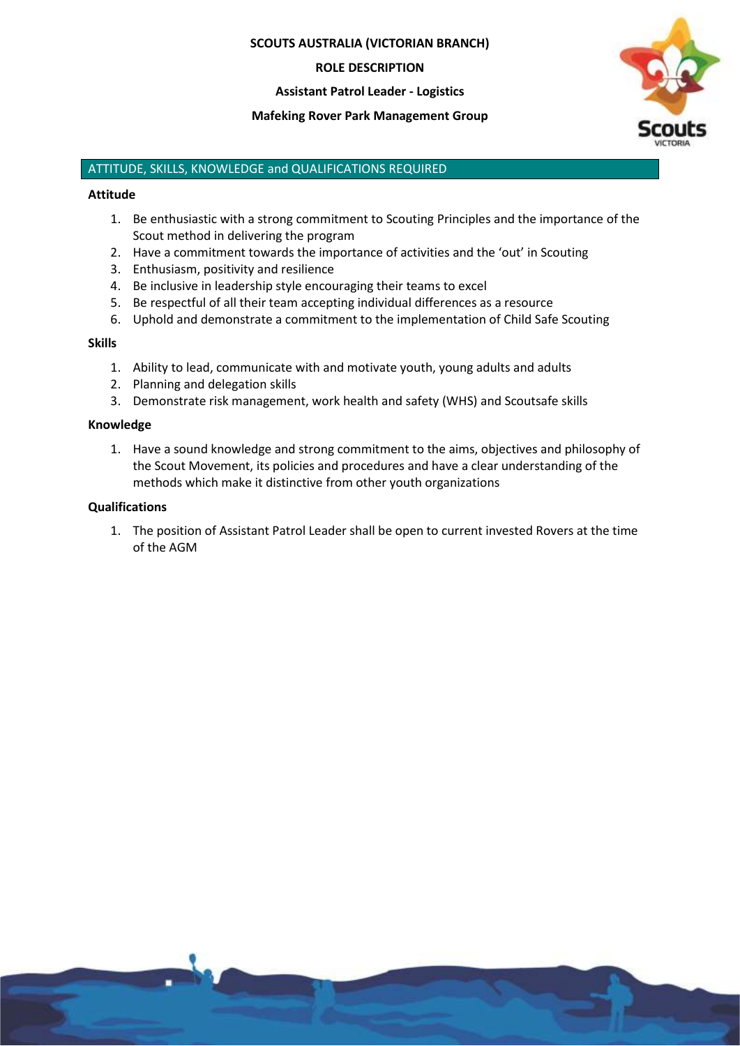**SCOUTS AUSTRALIA (VICTORIAN BRANCH)**

**ROLE DESCRIPTION**

**Assistant Patrol Leader - Logistics**

**Mafeking Rover Park Management Group**

## ATTITUDE, SKILLS, KNOWLEDGE and QUALIFICATIONS REQUIRED

### Attitude

1. Be enthusiastic with a strong commitment to Scouting Principles and the importance of the Scout method in delivering the program
2. Have a commitment towards the importance of activities and the 'out' in Scouting
3. Enthusiasm, positivity and resilience
4. Be inclusive in leadership style encouraging their teams to excel
5. Be respectful of all their team accepting individual differences as a resource
6. Uphold and demonstrate a commitment to the implementation of Child Safe Scouting

### Skills

1. Ability to lead, communicate with and motivate youth, young adults and adults
2. Planning and delegation skills
3. Demonstrate risk management, work health and safety (WHS) and Scoutsafe skills

### Knowledge

1. Have a sound knowledge and strong commitment to the aims, objectives and philosophy of the Scout Movement, its policies and procedures and have a clear understanding of the methods which make it distinctive from other youth organizations

### Qualifications

1. The position of Assistant Patrol Leader shall be open to current invested Rovers at the time of the AGM